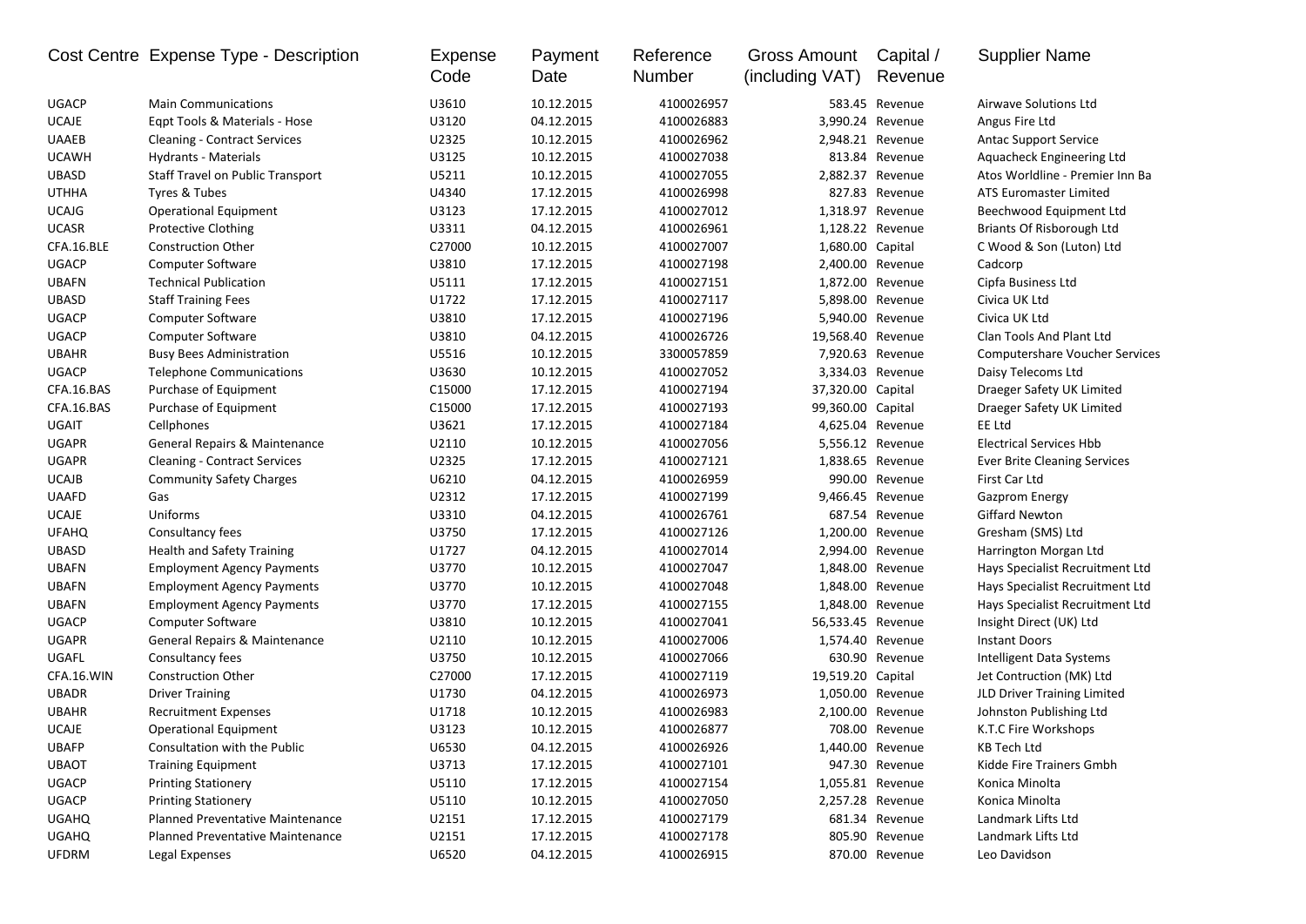| Cost Centre | Expense Type - Description | Expense Code | Payment Date | Reference Number | Gross Amount (including VAT) | Capital / Revenue | Supplier Name |
|---|---|---|---|---|---|---|---|
| UGACP | Main Communications | U3610 | 10.12.2015 | 4100026957 | 583.45 | Revenue | Airwave Solutions Ltd |
| UCAJE | Eqpt Tools & Materials - Hose | U3120 | 04.12.2015 | 4100026883 | 3,990.24 | Revenue | Angus Fire Ltd |
| UAAEB | Cleaning - Contract Services | U2325 | 10.12.2015 | 4100026962 | 2,948.21 | Revenue | Antac Support Service |
| UCAWH | Hydrants - Materials | U3125 | 10.12.2015 | 4100027038 | 813.84 | Revenue | Aquacheck Engineering Ltd |
| UBASD | Staff Travel on Public Transport | U5211 | 10.12.2015 | 4100027055 | 2,882.37 | Revenue | Atos Worldline - Premier Inn Ba |
| UTHHA | Tyres & Tubes | U4340 | 17.12.2015 | 4100026998 | 827.83 | Revenue | ATS Euromaster Limited |
| UCAJG | Operational Equipment | U3123 | 17.12.2015 | 4100027012 | 1,318.97 | Revenue | Beechwood Equipment Ltd |
| UCASR | Protective Clothing | U3311 | 04.12.2015 | 4100026961 | 1,128.22 | Revenue | Briants Of Risborough Ltd |
| CFA.16.BLE | Construction Other | C27000 | 10.12.2015 | 4100027007 | 1,680.00 | Capital | C Wood & Son (Luton) Ltd |
| UGACP | Computer Software | U3810 | 17.12.2015 | 4100027198 | 2,400.00 | Revenue | Cadcorp |
| UBAFN | Technical Publication | U5111 | 17.12.2015 | 4100027151 | 1,872.00 | Revenue | Cipfa Business Ltd |
| UBASD | Staff Training Fees | U1722 | 17.12.2015 | 4100027117 | 5,898.00 | Revenue | Civica UK Ltd |
| UGACP | Computer Software | U3810 | 17.12.2015 | 4100027196 | 5,940.00 | Revenue | Civica UK Ltd |
| UGACP | Computer Software | U3810 | 04.12.2015 | 4100026726 | 19,568.40 | Revenue | Clan Tools And Plant Ltd |
| UBAHR | Busy Bees Administration | U5516 | 10.12.2015 | 3300057859 | 7,920.63 | Revenue | Computershare Voucher Services |
| UGACP | Telephone Communications | U3630 | 10.12.2015 | 4100027052 | 3,334.03 | Revenue | Daisy Telecoms Ltd |
| CFA.16.BAS | Purchase of Equipment | C15000 | 17.12.2015 | 4100027194 | 37,320.00 | Capital | Draeger Safety UK Limited |
| CFA.16.BAS | Purchase of Equipment | C15000 | 17.12.2015 | 4100027193 | 99,360.00 | Capital | Draeger Safety UK Limited |
| UGAIT | Cellphones | U3621 | 17.12.2015 | 4100027184 | 4,625.04 | Revenue | EE Ltd |
| UGAPR | General Repairs & Maintenance | U2110 | 10.12.2015 | 4100027056 | 5,556.12 | Revenue | Electrical Services Hbb |
| UGAPR | Cleaning - Contract Services | U2325 | 17.12.2015 | 4100027121 | 1,838.65 | Revenue | Ever Brite Cleaning Services |
| UCAJB | Community Safety Charges | U6210 | 04.12.2015 | 4100026959 | 990.00 | Revenue | First Car Ltd |
| UAAFD | Gas | U2312 | 17.12.2015 | 4100027199 | 9,466.45 | Revenue | Gazprom Energy |
| UCAJE | Uniforms | U3310 | 04.12.2015 | 4100026761 | 687.54 | Revenue | Giffard Newton |
| UFAHQ | Consultancy fees | U3750 | 17.12.2015 | 4100027126 | 1,200.00 | Revenue | Gresham (SMS) Ltd |
| UBASD | Health and Safety Training | U1727 | 04.12.2015 | 4100027014 | 2,994.00 | Revenue | Harrington Morgan Ltd |
| UBAFN | Employment Agency Payments | U3770 | 10.12.2015 | 4100027047 | 1,848.00 | Revenue | Hays Specialist Recruitment Ltd |
| UBAFN | Employment Agency Payments | U3770 | 10.12.2015 | 4100027048 | 1,848.00 | Revenue | Hays Specialist Recruitment Ltd |
| UBAFN | Employment Agency Payments | U3770 | 17.12.2015 | 4100027155 | 1,848.00 | Revenue | Hays Specialist Recruitment Ltd |
| UGACP | Computer Software | U3810 | 10.12.2015 | 4100027041 | 56,533.45 | Revenue | Insight Direct (UK) Ltd |
| UGAPR | General Repairs & Maintenance | U2110 | 10.12.2015 | 4100027006 | 1,574.40 | Revenue | Instant Doors |
| UGAFL | Consultancy fees | U3750 | 10.12.2015 | 4100027066 | 630.90 | Revenue | Intelligent Data Systems |
| CFA.16.WIN | Construction Other | C27000 | 17.12.2015 | 4100027119 | 19,519.20 | Capital | Jet Contruction (MK) Ltd |
| UBADR | Driver Training | U1730 | 04.12.2015 | 4100026973 | 1,050.00 | Revenue | JLD Driver Training Limited |
| UBAHR | Recruitment Expenses | U1718 | 10.12.2015 | 4100026983 | 2,100.00 | Revenue | Johnston Publishing Ltd |
| UCAJE | Operational Equipment | U3123 | 10.12.2015 | 4100026877 | 708.00 | Revenue | K.T.C Fire Workshops |
| UBAFP | Consultation with the Public | U6530 | 04.12.2015 | 4100026926 | 1,440.00 | Revenue | KB Tech Ltd |
| UBAOT | Training Equipment | U3713 | 17.12.2015 | 4100027101 | 947.30 | Revenue | Kidde Fire Trainers Gmbh |
| UGACP | Printing Stationery | U5110 | 17.12.2015 | 4100027154 | 1,055.81 | Revenue | Konica Minolta |
| UGACP | Printing Stationery | U5110 | 10.12.2015 | 4100027050 | 2,257.28 | Revenue | Konica Minolta |
| UGAHQ | Planned Preventative Maintenance | U2151 | 17.12.2015 | 4100027179 | 681.34 | Revenue | Landmark Lifts Ltd |
| UGAHQ | Planned Preventative Maintenance | U2151 | 17.12.2015 | 4100027178 | 805.90 | Revenue | Landmark Lifts Ltd |
| UFDRM | Legal Expenses | U6520 | 04.12.2015 | 4100026915 | 870.00 | Revenue | Leo Davidson |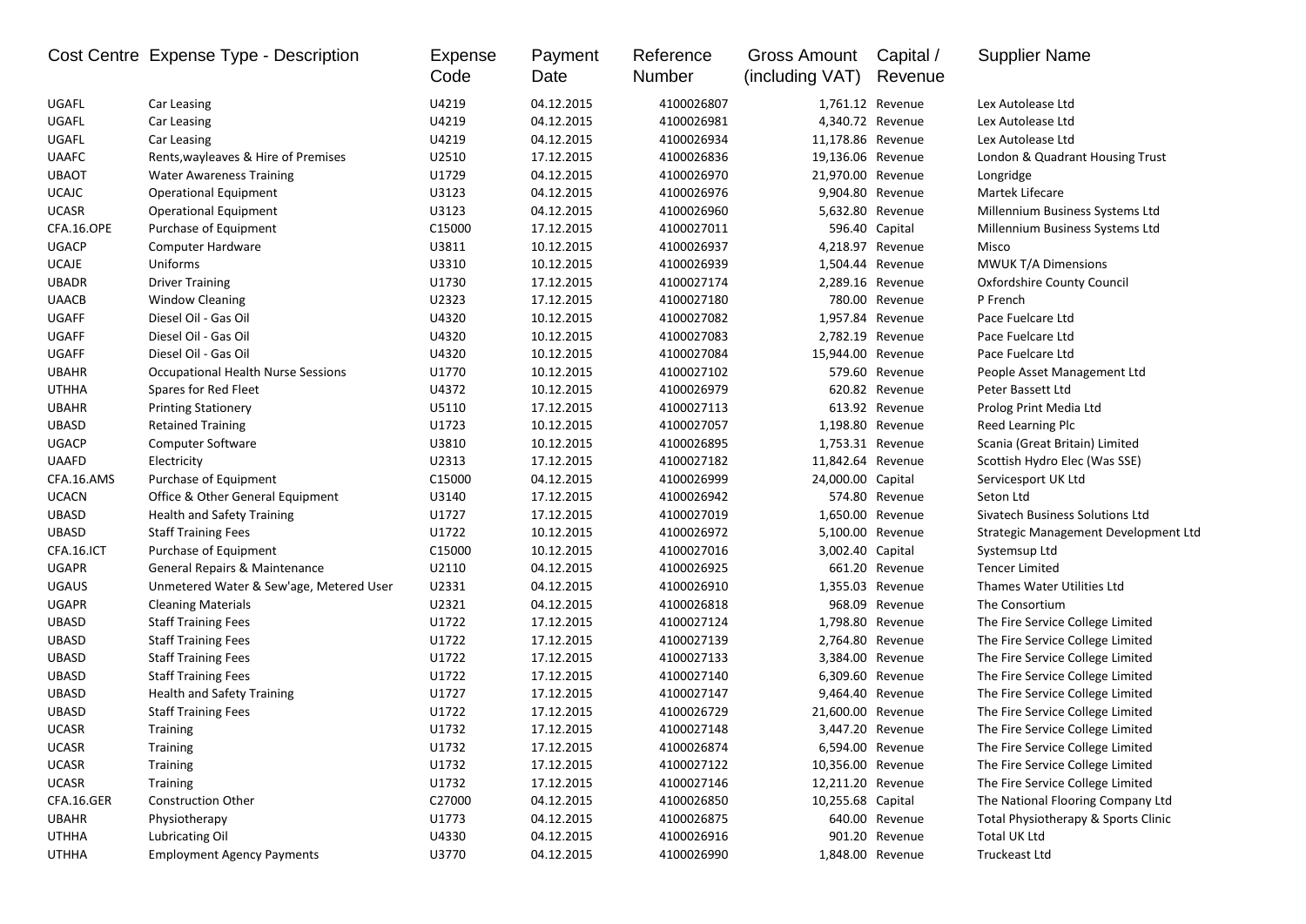| Cost Centre | Expense Type - Description | Expense Code | Payment Date | Reference Number | Gross Amount (including VAT) | Capital / Revenue | Supplier Name |
|---|---|---|---|---|---|---|---|
| UGAFL | Car Leasing | U4219 | 04.12.2015 | 4100026807 | 1,761.12 | Revenue | Lex Autolease Ltd |
| UGAFL | Car Leasing | U4219 | 04.12.2015 | 4100026981 | 4,340.72 | Revenue | Lex Autolease Ltd |
| UGAFL | Car Leasing | U4219 | 04.12.2015 | 4100026934 | 11,178.86 | Revenue | Lex Autolease Ltd |
| UAAFC | Rents,wayleaves & Hire of Premises | U2510 | 17.12.2015 | 4100026836 | 19,136.06 | Revenue | London & Quadrant Housing Trust |
| UBAOT | Water Awareness Training | U1729 | 04.12.2015 | 4100026970 | 21,970.00 | Revenue | Longridge |
| UCAJC | Operational Equipment | U3123 | 04.12.2015 | 4100026976 | 9,904.80 | Revenue | Martek Lifecare |
| UCASR | Operational Equipment | U3123 | 04.12.2015 | 4100026960 | 5,632.80 | Revenue | Millennium Business Systems Ltd |
| CFA.16.OPE | Purchase of Equipment | C15000 | 17.12.2015 | 4100027011 | 596.40 | Capital | Millennium Business Systems Ltd |
| UGACP | Computer Hardware | U3811 | 10.12.2015 | 4100026937 | 4,218.97 | Revenue | Misco |
| UCAJE | Uniforms | U3310 | 10.12.2015 | 4100026939 | 1,504.44 | Revenue | MWUK T/A Dimensions |
| UBADR | Driver Training | U1730 | 17.12.2015 | 4100027174 | 2,289.16 | Revenue | Oxfordshire County Council |
| UAACB | Window Cleaning | U2323 | 17.12.2015 | 4100027180 | 780.00 | Revenue | P French |
| UGAFF | Diesel Oil - Gas Oil | U4320 | 10.12.2015 | 4100027082 | 1,957.84 | Revenue | Pace Fuelcare Ltd |
| UGAFF | Diesel Oil - Gas Oil | U4320 | 10.12.2015 | 4100027083 | 2,782.19 | Revenue | Pace Fuelcare Ltd |
| UGAFF | Diesel Oil - Gas Oil | U4320 | 10.12.2015 | 4100027084 | 15,944.00 | Revenue | Pace Fuelcare Ltd |
| UBAHR | Occupational Health Nurse Sessions | U1770 | 10.12.2015 | 4100027102 | 579.60 | Revenue | People Asset Management Ltd |
| UTHHA | Spares for Red Fleet | U4372 | 10.12.2015 | 4100026979 | 620.82 | Revenue | Peter Bassett Ltd |
| UBAHR | Printing Stationery | U5110 | 17.12.2015 | 4100027113 | 613.92 | Revenue | Prolog Print Media Ltd |
| UBASD | Retained Training | U1723 | 10.12.2015 | 4100027057 | 1,198.80 | Revenue | Reed Learning Plc |
| UGACP | Computer Software | U3810 | 10.12.2015 | 4100026895 | 1,753.31 | Revenue | Scania (Great Britain) Limited |
| UAAFD | Electricity | U2313 | 17.12.2015 | 4100027182 | 11,842.64 | Revenue | Scottish Hydro Elec (Was SSE) |
| CFA.16.AMS | Purchase of Equipment | C15000 | 04.12.2015 | 4100026999 | 24,000.00 | Capital | Servicesport UK Ltd |
| UCACN | Office & Other General Equipment | U3140 | 17.12.2015 | 4100026942 | 574.80 | Revenue | Seton Ltd |
| UBASD | Health and Safety Training | U1727 | 17.12.2015 | 4100027019 | 1,650.00 | Revenue | Sivatech Business Solutions Ltd |
| UBASD | Staff Training Fees | U1722 | 10.12.2015 | 4100026972 | 5,100.00 | Revenue | Strategic Management Development Ltd |
| CFA.16.ICT | Purchase of Equipment | C15000 | 10.12.2015 | 4100027016 | 3,002.40 | Capital | Systemsup Ltd |
| UGAPR | General Repairs & Maintenance | U2110 | 04.12.2015 | 4100026925 | 661.20 | Revenue | Tencer Limited |
| UGAUS | Unmetered Water & Sew'age, Metered User | U2331 | 04.12.2015 | 4100026910 | 1,355.03 | Revenue | Thames Water Utilities Ltd |
| UGAPR | Cleaning Materials | U2321 | 04.12.2015 | 4100026818 | 968.09 | Revenue | The Consortium |
| UBASD | Staff Training Fees | U1722 | 17.12.2015 | 4100027124 | 1,798.80 | Revenue | The Fire Service College Limited |
| UBASD | Staff Training Fees | U1722 | 17.12.2015 | 4100027139 | 2,764.80 | Revenue | The Fire Service College Limited |
| UBASD | Staff Training Fees | U1722 | 17.12.2015 | 4100027133 | 3,384.00 | Revenue | The Fire Service College Limited |
| UBASD | Staff Training Fees | U1722 | 17.12.2015 | 4100027140 | 6,309.60 | Revenue | The Fire Service College Limited |
| UBASD | Health and Safety Training | U1727 | 17.12.2015 | 4100027147 | 9,464.40 | Revenue | The Fire Service College Limited |
| UBASD | Staff Training Fees | U1722 | 17.12.2015 | 4100026729 | 21,600.00 | Revenue | The Fire Service College Limited |
| UCASR | Training | U1732 | 17.12.2015 | 4100027148 | 3,447.20 | Revenue | The Fire Service College Limited |
| UCASR | Training | U1732 | 17.12.2015 | 4100026874 | 6,594.00 | Revenue | The Fire Service College Limited |
| UCASR | Training | U1732 | 17.12.2015 | 4100027122 | 10,356.00 | Revenue | The Fire Service College Limited |
| UCASR | Training | U1732 | 17.12.2015 | 4100027146 | 12,211.20 | Revenue | The Fire Service College Limited |
| CFA.16.GER | Construction Other | C27000 | 04.12.2015 | 4100026850 | 10,255.68 | Capital | The National Flooring Company Ltd |
| UBAHR | Physiotherapy | U1773 | 04.12.2015 | 4100026875 | 640.00 | Revenue | Total Physiotherapy & Sports Clinic |
| UTHHA | Lubricating Oil | U4330 | 04.12.2015 | 4100026916 | 901.20 | Revenue | Total UK Ltd |
| UTHHA | Employment Agency Payments | U3770 | 04.12.2015 | 4100026990 | 1,848.00 | Revenue | Truckeast Ltd |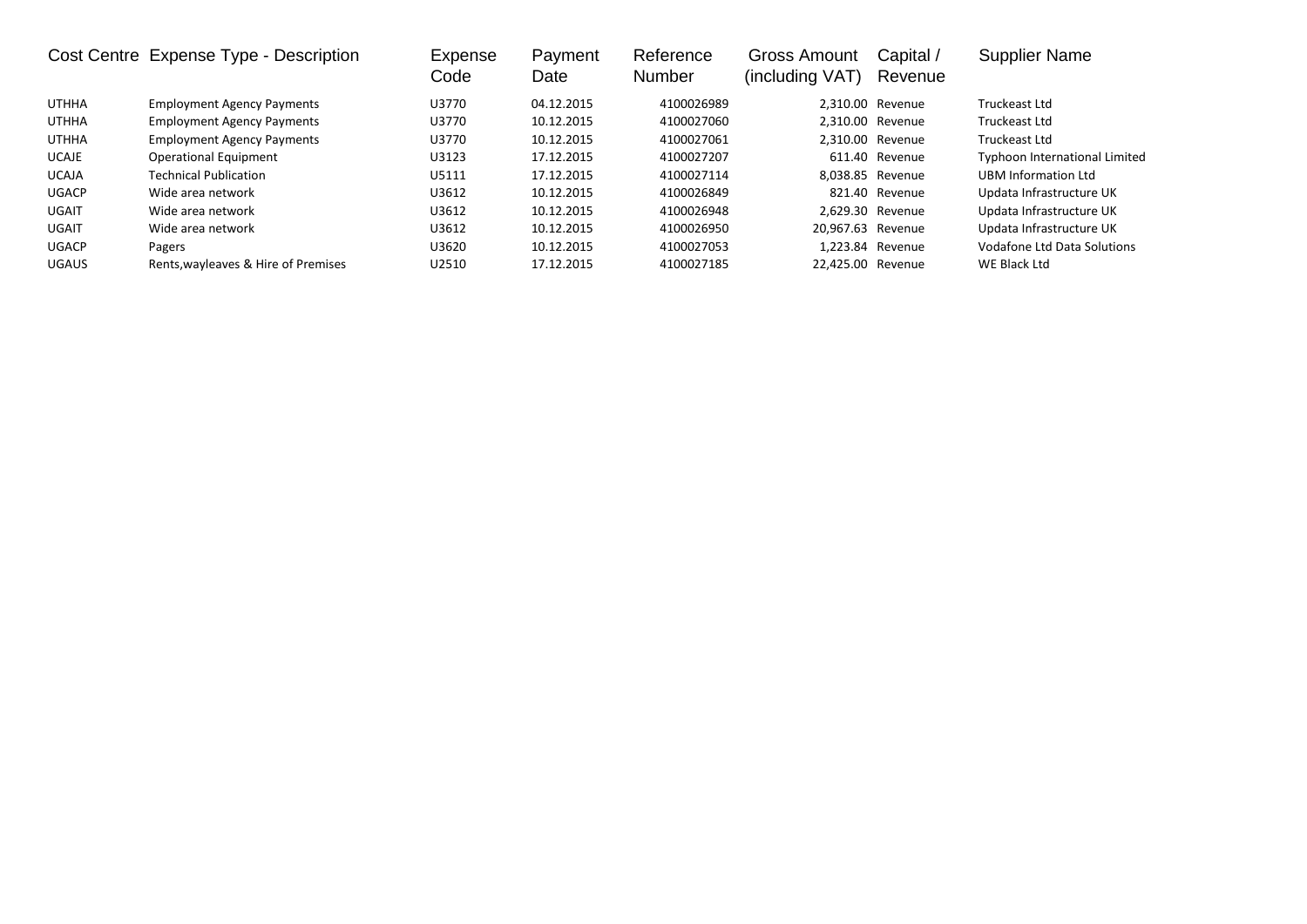| Cost Centre | Expense Type - Description | Expense Code | Payment Date | Reference Number | Gross Amount (including VAT) | Capital / Revenue | Supplier Name |
|---|---|---|---|---|---|---|---|
| UTHHA | Employment Agency Payments | U3770 | 04.12.2015 | 4100026989 | 2,310.00 | Revenue | Truckeast Ltd |
| UTHHA | Employment Agency Payments | U3770 | 10.12.2015 | 4100027060 | 2,310.00 | Revenue | Truckeast Ltd |
| UTHHA | Employment Agency Payments | U3770 | 10.12.2015 | 4100027061 | 2,310.00 | Revenue | Truckeast Ltd |
| UCAJE | Operational Equipment | U3123 | 17.12.2015 | 4100027207 | 611.40 | Revenue | Typhoon International Limited |
| UCAJA | Technical Publication | U5111 | 17.12.2015 | 4100027114 | 8,038.85 | Revenue | UBM Information Ltd |
| UGACP | Wide area network | U3612 | 10.12.2015 | 4100026849 | 821.40 | Revenue | Updata Infrastructure UK |
| UGAIT | Wide area network | U3612 | 10.12.2015 | 4100026948 | 2,629.30 | Revenue | Updata Infrastructure UK |
| UGAIT | Wide area network | U3612 | 10.12.2015 | 4100026950 | 20,967.63 | Revenue | Updata Infrastructure UK |
| UGACP | Pagers | U3620 | 10.12.2015 | 4100027053 | 1,223.84 | Revenue | Vodafone Ltd Data Solutions |
| UGAUS | Rents,wayleaves & Hire of Premises | U2510 | 17.12.2015 | 4100027185 | 22,425.00 | Revenue | WE Black Ltd |